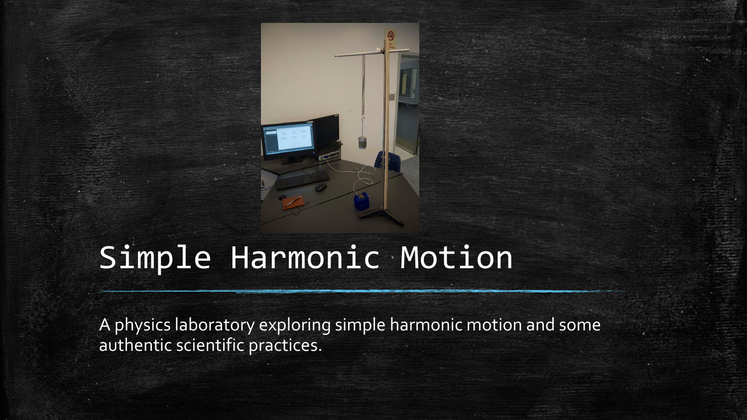# Simple Harmonic Motion

A physics laboratory exploring simple harmonic motion and some authentic scientific practices.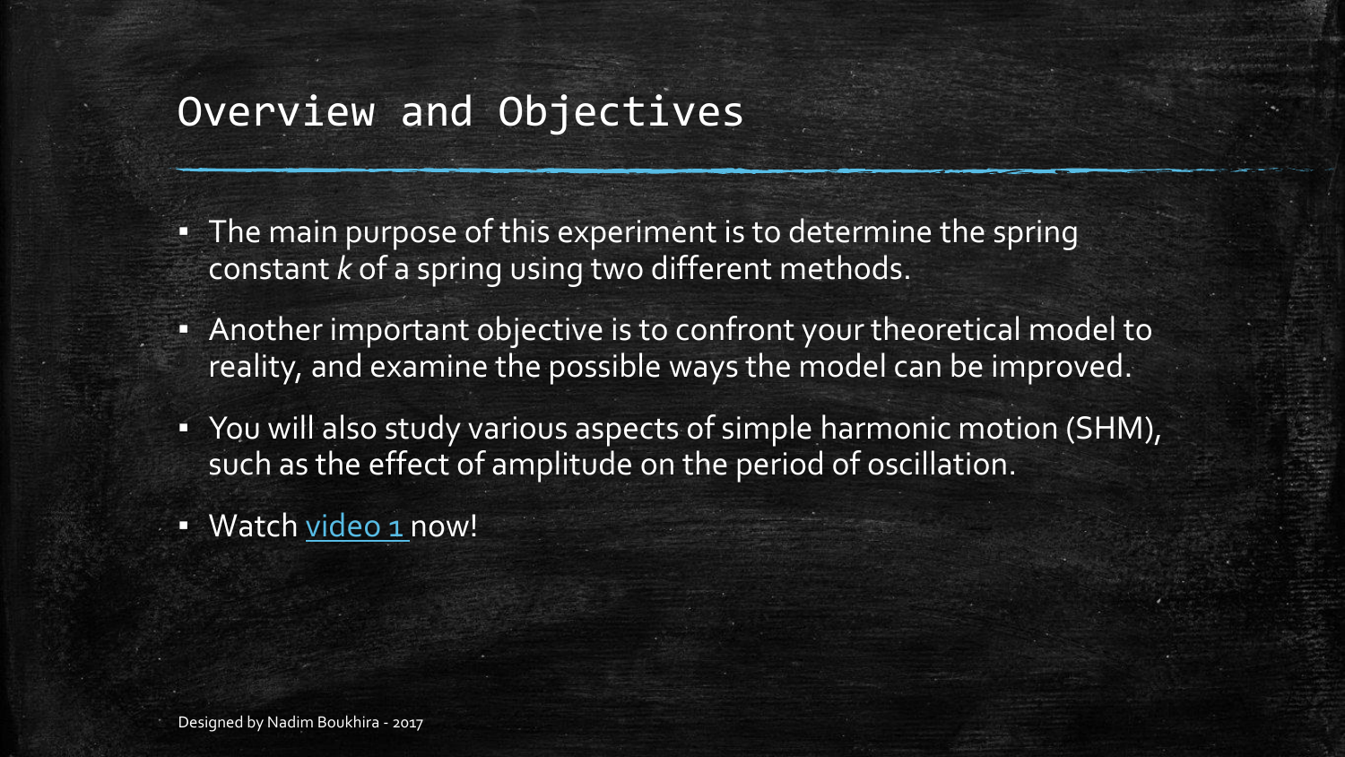# Overview and Objectives

- The main purpose of this experiment is to determine the spring constant $k$ of a spring using two different methods.
- Another important objective is to confront your theoretical model to reality, and examine the possible ways the model can be improved.
- You will also study various aspects of simple harmonic motion (SHM), such as the effect of amplitude on the period of oscillation.
- Watch video 1 now!

Designed by Nadim Boukhira - 2017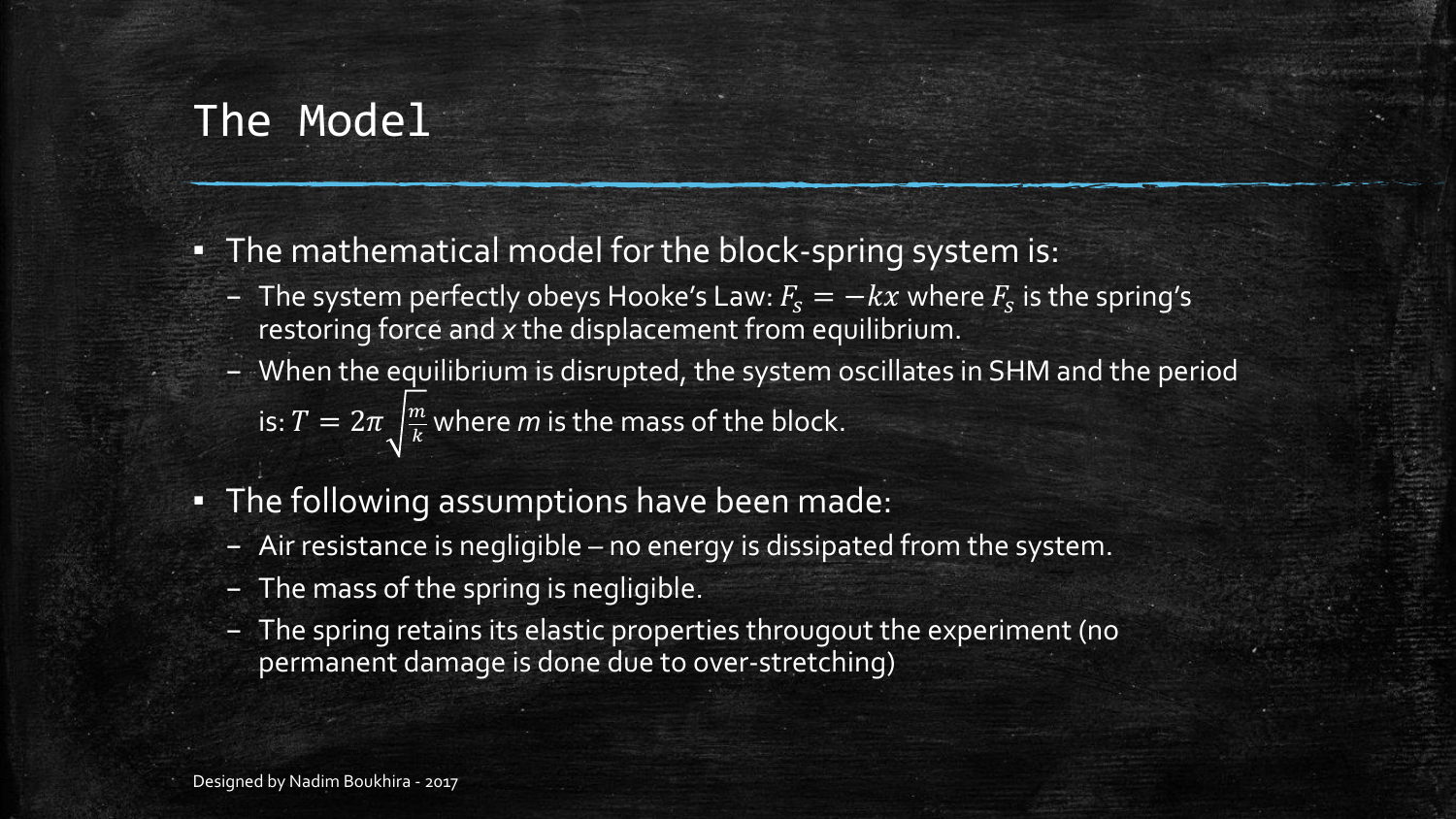# The Model

- The mathematical model for the block-spring system is:
  - The system perfectly obeys Hooke's Law: $F_s = -kx$ where $F_s$ is the spring's restoring force and *x* the displacement from equilibrium.
  - When the equilibrium is disrupted, the system oscillates in SHM and the period is: $T = 2\pi\sqrt{\frac{m}{k}}$ where *m* is the mass of the block.
- The following assumptions have been made:
  - Air resistance is negligible – no energy is dissipated from the system.
  - The mass of the spring is negligible.
  - The spring retains its elastic properties througout the experiment (no permanent damage is done due to over-stretching)

Designed by Nadim Boukhira - 2017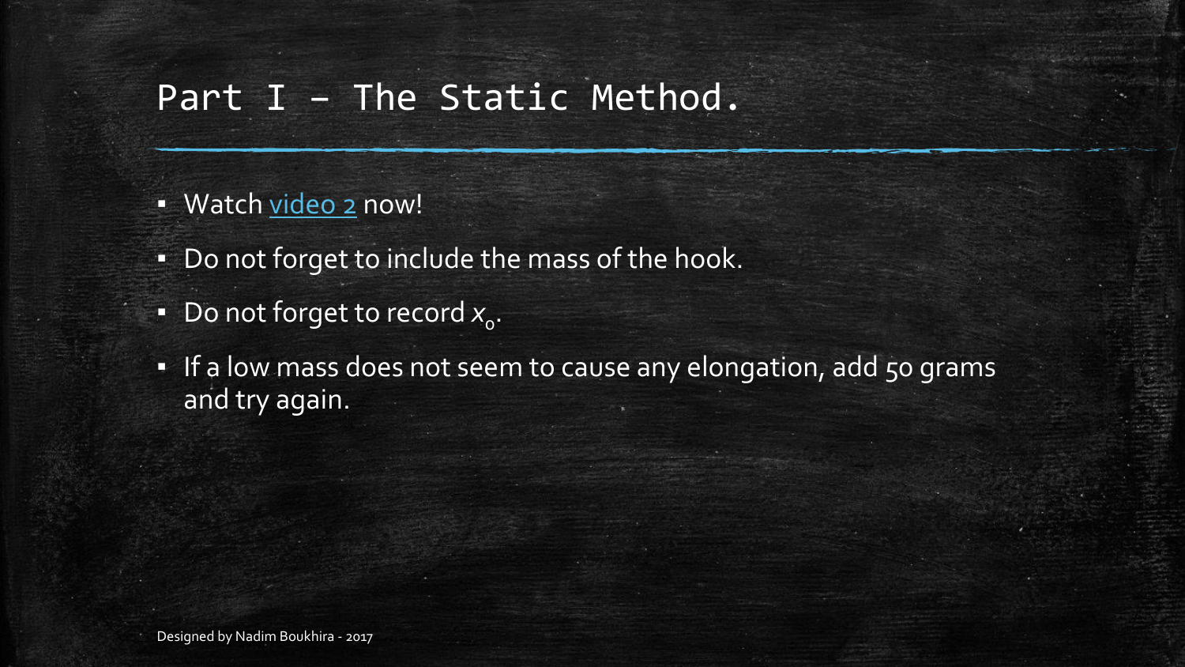# Part I – The Static Method.

- Watch video 2 now!
- Do not forget to include the mass of the hook.
- Do not forget to record $x_0$.
- If a low mass does not seem to cause any elongation, add 50 grams and try again.

Designed by Nadim Boukhira - 2017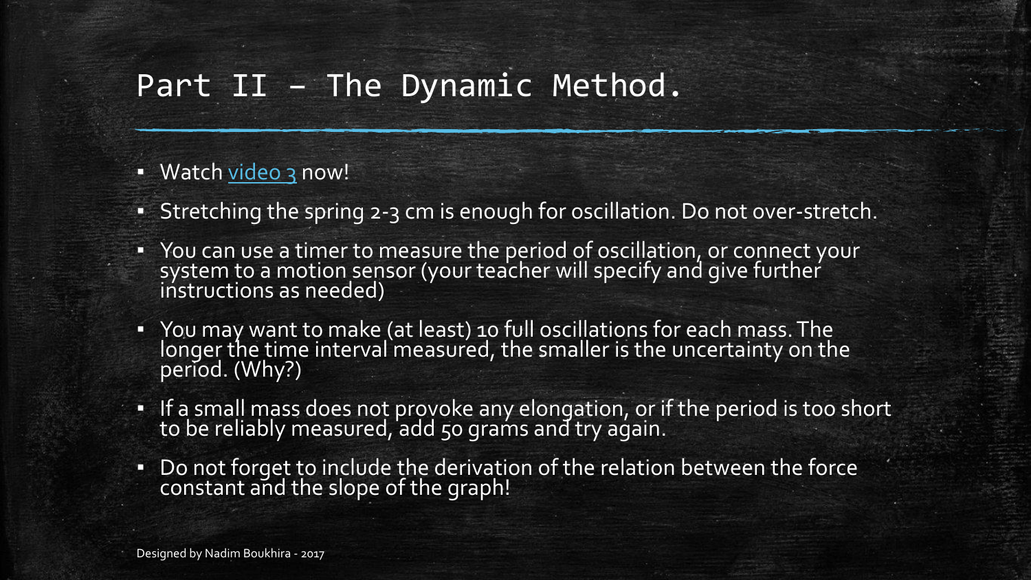# Part II – The Dynamic Method.

- Watch video 3 now!
- Stretching the spring 2-3 cm is enough for oscillation. Do not over-stretch.
- You can use a timer to measure the period of oscillation, or connect your system to a motion sensor (your teacher will specify and give further instructions as needed)
- You may want to make (at least) 10 full oscillations for each mass. The longer the time interval measured, the smaller is the uncertainty on the period. (Why?)
- If a small mass does not provoke any elongation, or if the period is too short to be reliably measured, add 50 grams and try again.
- Do not forget to include the derivation of the relation between the force constant and the slope of the graph!

Designed by Nadim Boukhira - 2017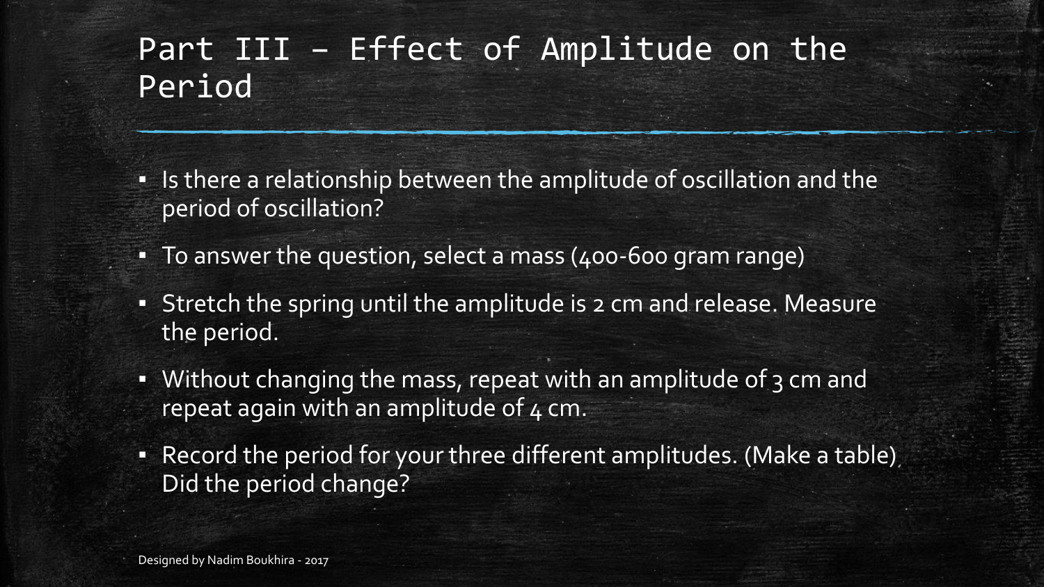# Part III – Effect of Amplitude on the Period

- Is there a relationship between the amplitude of oscillation and the period of oscillation?
- To answer the question, select a mass (400-600 gram range)
- Stretch the spring until the amplitude is 2 cm and release. Measure the period.
- Without changing the mass, repeat with an amplitude of 3 cm and repeat again with an amplitude of 4 cm.
- Record the period for your three different amplitudes. (Make a table) Did the period change?

Designed by Nadim Boukhira - 2017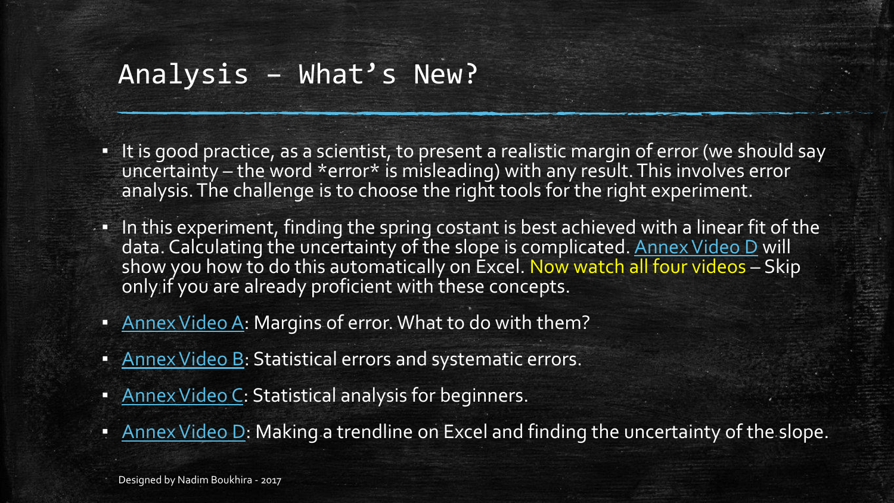# Analysis – What's New?

- It is good practice, as a scientist, to present a realistic margin of error (we should say uncertainty – the word *error* is misleading) with any result. This involves error analysis. The challenge is to choose the right tools for the right experiment.
- In this experiment, finding the spring costant is best achieved with a linear fit of the data. Calculating the uncertainty of the slope is complicated. Annex Video D will show you how to do this automatically on Excel. Now watch all four videos – Skip only if you are already proficient with these concepts.
- Annex Video A: Margins of error. What to do with them?
- Annex Video B: Statistical errors and systematic errors.
- Annex Video C: Statistical analysis for beginners.
- Annex Video D: Making a trendline on Excel and finding the uncertainty of the slope.

Designed by Nadim Boukhira - 2017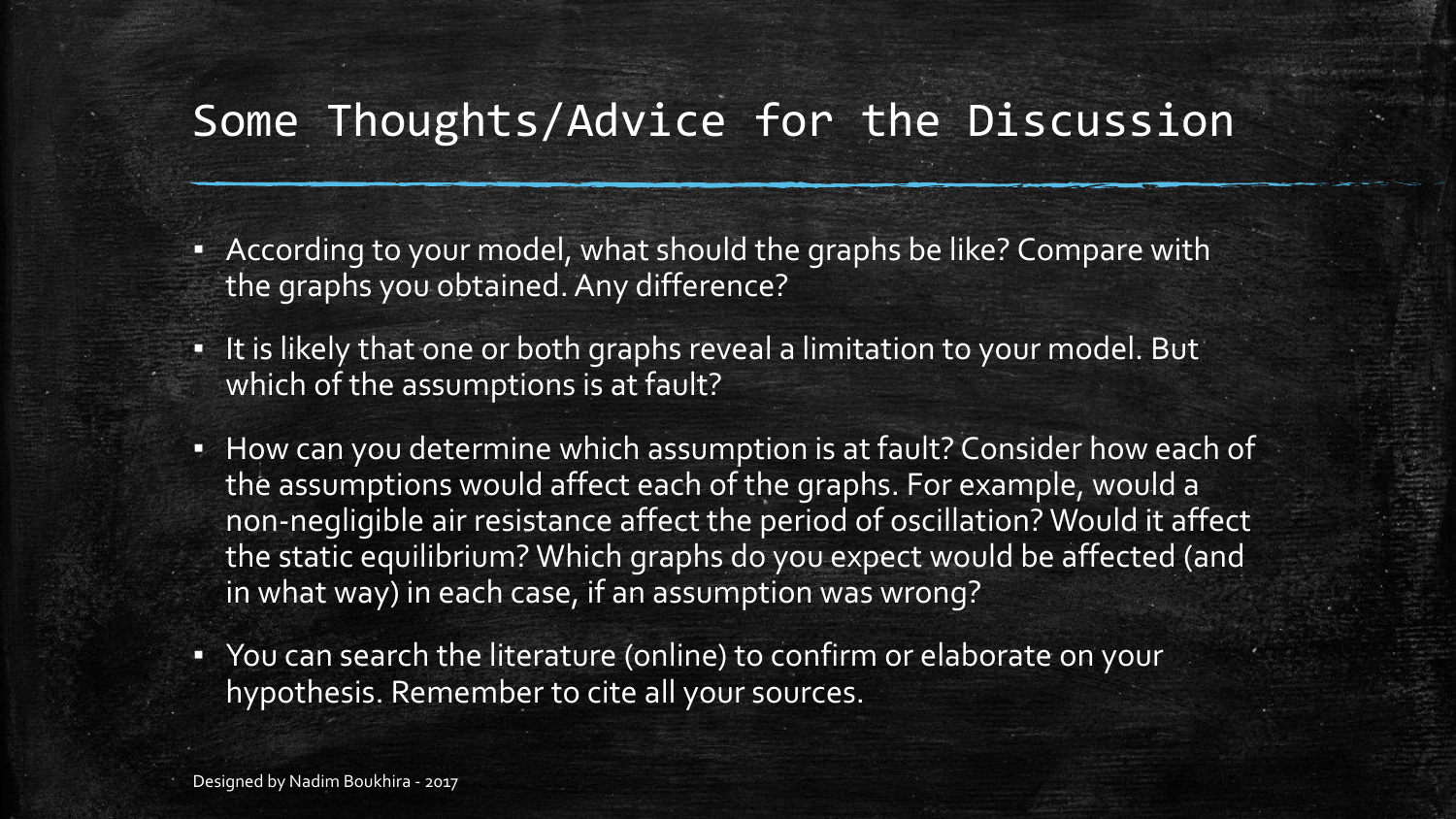## Some Thoughts/Advice for the Discussion

- According to your model, what should the graphs be like? Compare with the graphs you obtained. Any difference?
- It is likely that one or both graphs reveal a limitation to your model. But which of the assumptions is at fault?
- How can you determine which assumption is at fault? Consider how each of the assumptions would affect each of the graphs. For example, would a non-negligible air resistance affect the period of oscillation? Would it affect the static equilibrium? Which graphs do you expect would be affected (and in what way) in each case, if an assumption was wrong?
- You can search the literature (online) to confirm or elaborate on your hypothesis. Remember to cite all your sources.

Designed by Nadim Boukhira - 2017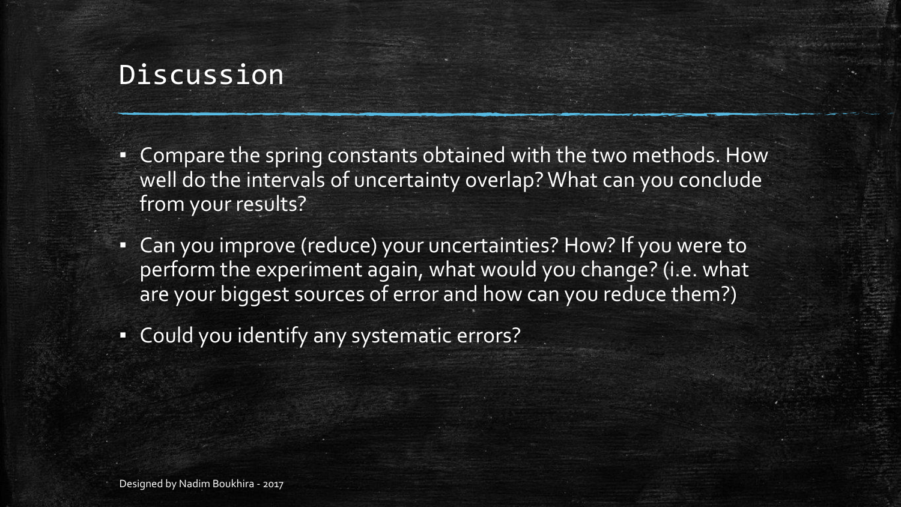# Discussion

- Compare the spring constants obtained with the two methods. How well do the intervals of uncertainty overlap? What can you conclude from your results?
- Can you improve (reduce) your uncertainties? How? If you were to perform the experiment again, what would you change? (i.e. what are your biggest sources of error and how can you reduce them?)
- Could you identify any systematic errors?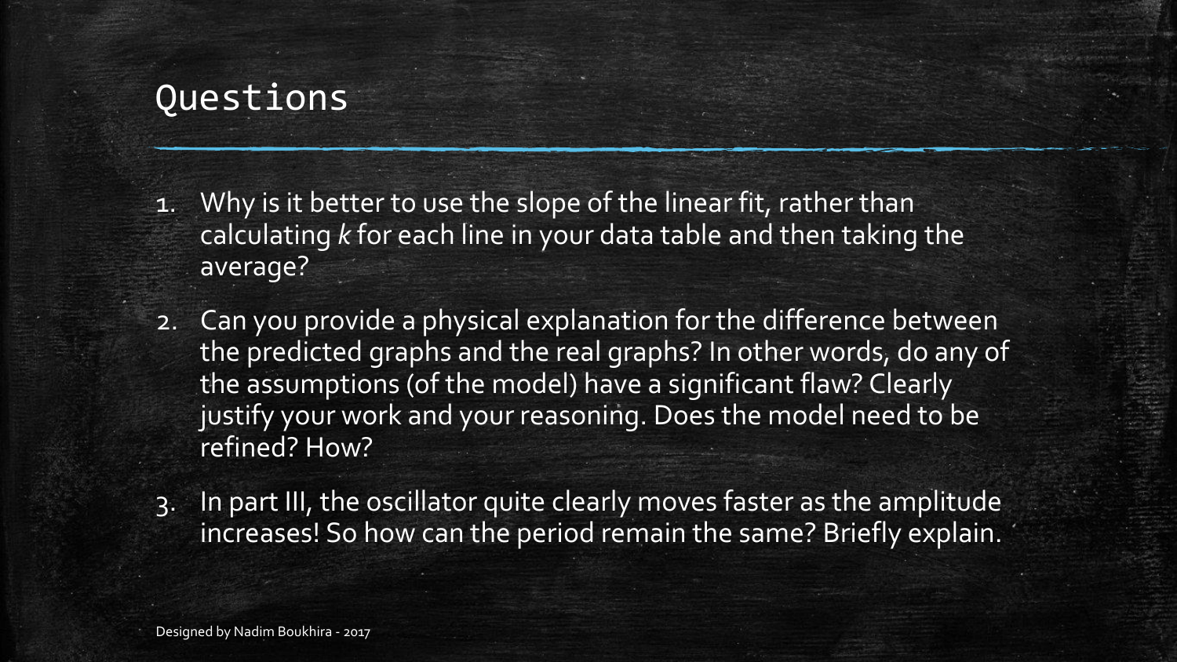# Questions

1. Why is it better to use the slope of the linear fit, rather than calculating $k$ for each line in your data table and then taking the average?
2. Can you provide a physical explanation for the difference between the predicted graphs and the real graphs? In other words, do any of the assumptions (of the model) have a significant flaw? Clearly justify your work and your reasoning. Does the model need to be refined? How?
3. In part III, the oscillator quite clearly moves faster as the amplitude increases! So how can the period remain the same? Briefly explain.

Designed by Nadim Boukhira - 2017